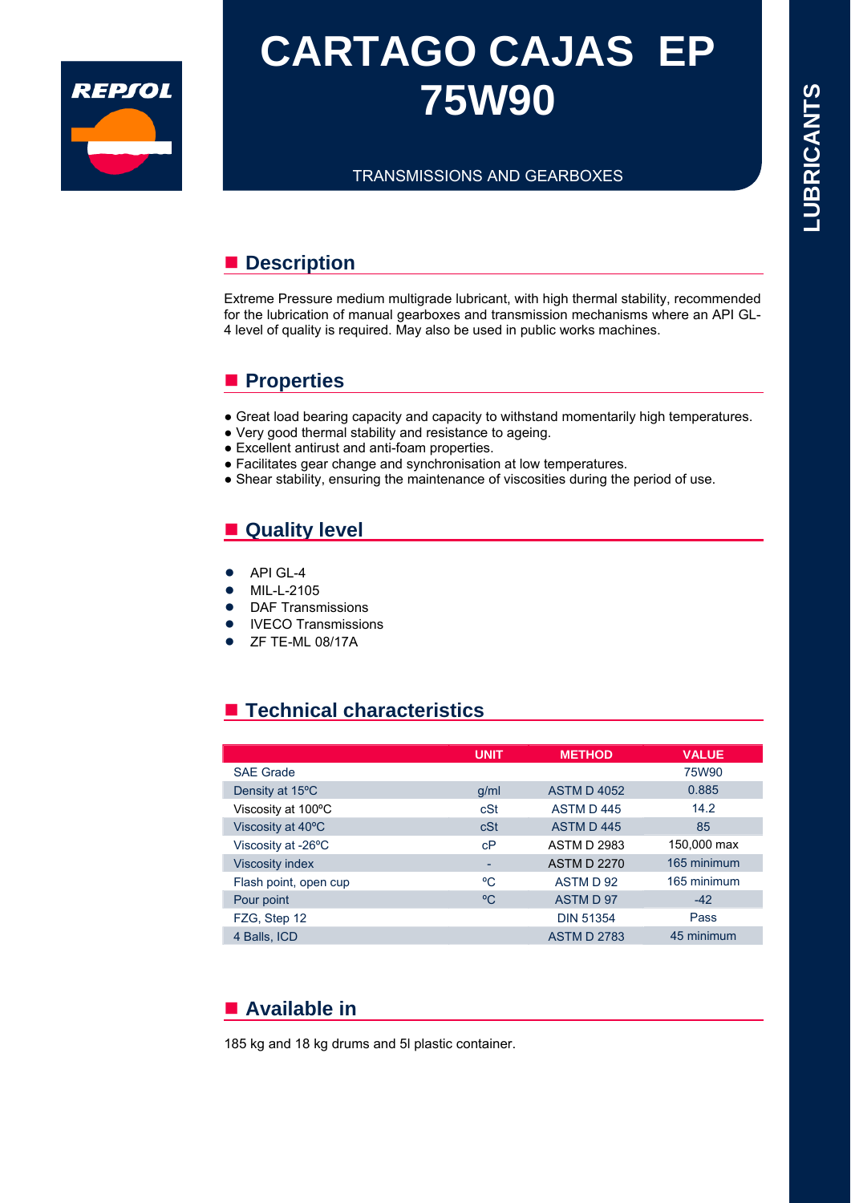# CARTAGO CAJAS EP 75W90

TRANSMISSIONS AND GEARBOXES

LUBRICANTS

## Description

Extreme Pressure medium multigrade lubricant, with high thermal stability, recommended for the lubrication of manual gearboxes and transmission mechanisms where an API GL-4 level of quality is required. May also be used in public works machines.

## Properties

- Great load bearing capacity and capacity to withstand momentarily high temperatures.
- Very good thermal stability and resistance to ageing.
- Excellent antirust and anti-foam properties.
- Facilitates gear change and synchronisation at low temperatures.
- Shear stability, ensuring the maintenance of viscosities during the period of use.

## Quality level

- API GL-4
- MIL-L-2105
- DAF Transmissions
- IVECO Transmissions
- ZF TE-ML 08/17A

## Technical characteristics

| | UNIT | METHOD | VALUE |
|---|---|---|---|
| SAE Grade | | | 75W90 |
| Density at 15ºC | g/ml | ASTM D 4052 | 0.885 |
| Viscosity at 100ºC | cSt | ASTM D 445 | 14.2 |
| Viscosity at 40ºC | cSt | ASTM D 445 | 85 |
| Viscosity at -26ºC | cP | ASTM D 2983 | 150,000 max |
| Viscosity index | - | ASTM D 2270 | 165 minimum |
| Flash point, open cup | ºC | ASTM D 92 | 165 minimum |
| Pour point | ºC | ASTM D 97 | -42 |
| FZG, Step 12 | | DIN 51354 | Pass |
| 4 Balls, ICD | | ASTM D 2783 | 45 minimum |

## Available in

185 kg and 18 kg drums and 5l plastic container.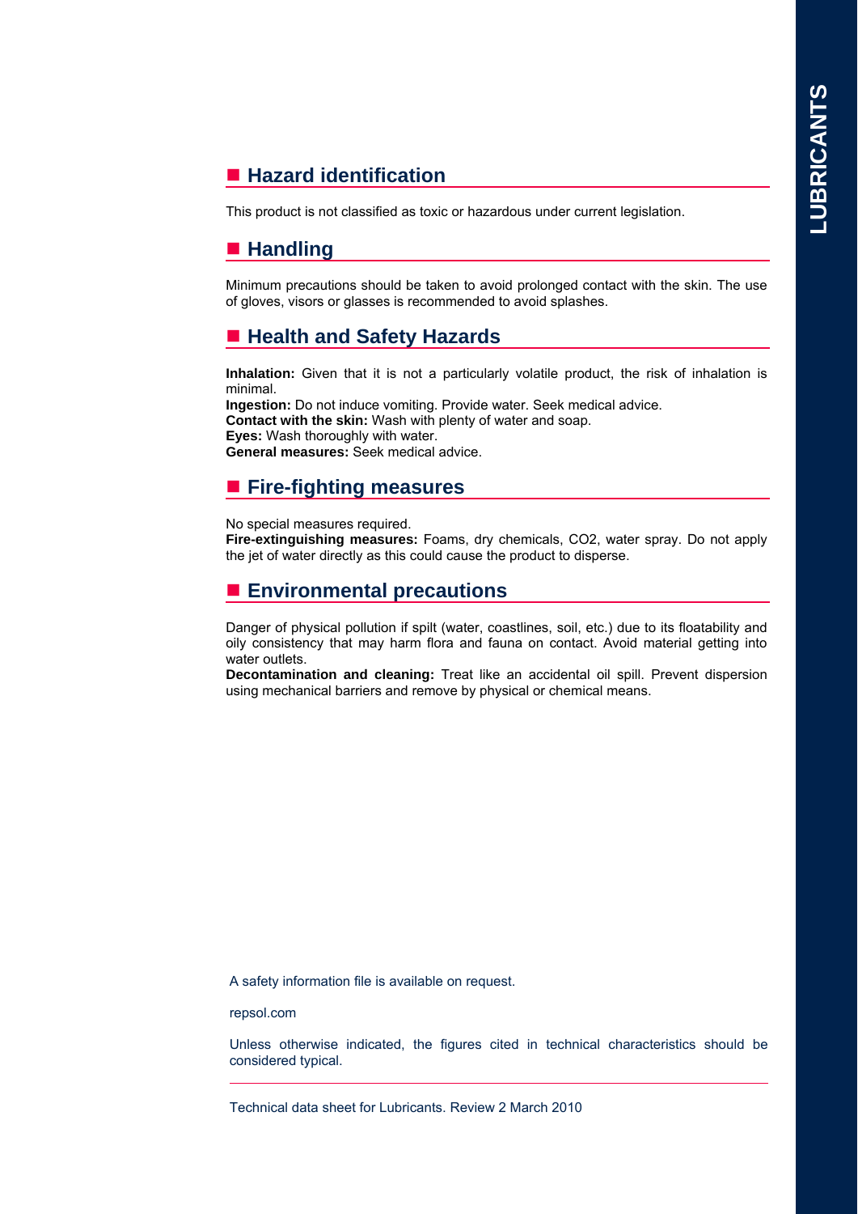## Hazard identification

This product is not classified as toxic or hazardous under current legislation.

## Handling

Minimum precautions should be taken to avoid prolonged contact with the skin. The use of gloves, visors or glasses is recommended to avoid splashes.

## Health and Safety Hazards

**Inhalation:** Given that it is not a particularly volatile product, the risk of inhalation is minimal.
**Ingestion:** Do not induce vomiting. Provide water. Seek medical advice.
**Contact with the skin:** Wash with plenty of water and soap.
**Eyes:** Wash thoroughly with water.
**General measures:** Seek medical advice.

## Fire-fighting measures

No special measures required.
**Fire-extinguishing measures:** Foams, dry chemicals, $CO_2$, water spray. Do not apply the jet of water directly as this could cause the product to disperse.

## Environmental precautions

Danger of physical pollution if spilt (water, coastlines, soil, etc.) due to its floatability and oily consistency that may harm flora and fauna on contact. Avoid material getting into water outlets.
**Decontamination and cleaning:** Treat like an accidental oil spill. Prevent dispersion using mechanical barriers and remove by physical or chemical means.

A safety information file is available on request.

repsol.com

Unless otherwise indicated, the figures cited in technical characteristics should be considered typical.

Technical data sheet for Lubricants. Review 2 March 2010